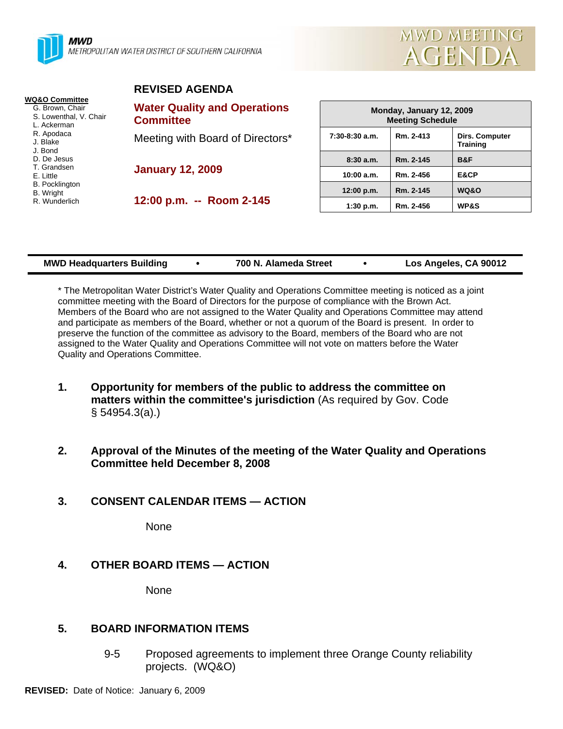**MWD**
METROPOLITAN WATER DISTRICT OF SOUTHERN CALIFORNIA

MWD MEETING AGENDA

**WQ&O Committee**
G. Brown, Chair
S. Lowenthal, V. Chair
L. Ackerman
R. Apodaca
J. Blake
J. Bond
D. De Jesus
T. Grandsen
E. Little
B. Pocklington
B. Wright
R. Wunderlich

## REVISED AGENDA

## Water Quality and Operations Committee

Meeting with Board of Directors*

**January 12, 2009**

**12:00 p.m. -- Room 2-145**

| Monday, January 12, 2009 Meeting Schedule | | |
|---|---|---|
| 7:30-8:30 a.m. | Rm. 2-413 | Dirs. Computer Training |
| 8:30 a.m. | Rm. 2-145 | B&F |
| 10:00 a.m. | Rm. 2-456 | E&CP |
| 12:00 p.m. | Rm. 2-145 | WQ&O |
| 1:30 p.m. | Rm. 2-456 | WP&S |

**MWD Headquarters Building • 700 N. Alameda Street • Los Angeles, CA 90012**

* The Metropolitan Water District's Water Quality and Operations Committee meeting is noticed as a joint committee meeting with the Board of Directors for the purpose of compliance with the Brown Act. Members of the Board who are not assigned to the Water Quality and Operations Committee may attend and participate as members of the Board, whether or not a quorum of the Board is present. In order to preserve the function of the committee as advisory to the Board, members of the Board who are not assigned to the Water Quality and Operations Committee will not vote on matters before the Water Quality and Operations Committee.

1. **Opportunity for members of the public to address the committee on matters within the committee's jurisdiction** (As required by Gov. Code § 54954.3(a).)

2. **Approval of the Minutes of the meeting of the Water Quality and Operations Committee held December 8, 2008**

3. **CONSENT CALENDAR ITEMS — ACTION**

   None

4. **OTHER BOARD ITEMS — ACTION**

   None

5. **BOARD INFORMATION ITEMS**

   9-5 Proposed agreements to implement three Orange County reliability projects. (WQ&O)

**REVISED:** Date of Notice: January 6, 2009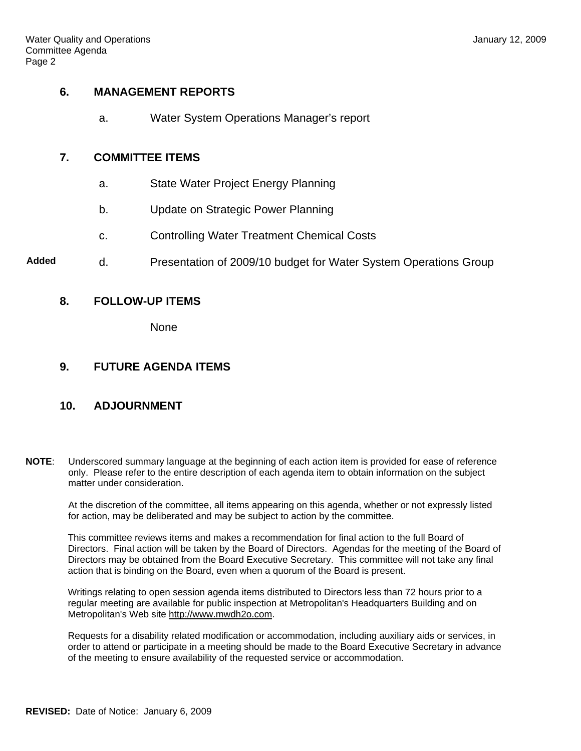## 6. MANAGEMENT REPORTS

a. Water System Operations Manager's report

## 7. COMMITTEE ITEMS

a. State Water Project Energy Planning

b. Update on Strategic Power Planning

c. Controlling Water Treatment Chemical Costs

**Added** d. Presentation of 2009/10 budget for Water System Operations Group

## 8. FOLLOW-UP ITEMS

None

## 9. FUTURE AGENDA ITEMS

## 10. ADJOURNMENT

**NOTE**: Underscored summary language at the beginning of each action item is provided for ease of reference only. Please refer to the entire description of each agenda item to obtain information on the subject matter under consideration.

At the discretion of the committee, all items appearing on this agenda, whether or not expressly listed for action, may be deliberated and may be subject to action by the committee.

This committee reviews items and makes a recommendation for final action to the full Board of Directors. Final action will be taken by the Board of Directors. Agendas for the meeting of the Board of Directors may be obtained from the Board Executive Secretary. This committee will not take any final action that is binding on the Board, even when a quorum of the Board is present.

Writings relating to open session agenda items distributed to Directors less than 72 hours prior to a regular meeting are available for public inspection at Metropolitan's Headquarters Building and on Metropolitan's Web site http://www.mwdh2o.com.

Requests for a disability related modification or accommodation, including auxiliary aids or services, in order to attend or participate in a meeting should be made to the Board Executive Secretary in advance of the meeting to ensure availability of the requested service or accommodation.

**REVISED:** Date of Notice: January 6, 2009